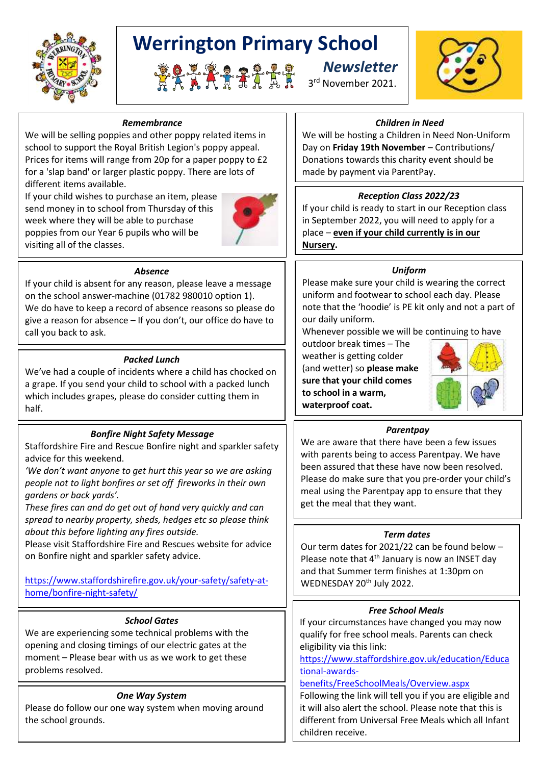# Werrington Primary School

## Newsletter

3rd November 2021.

### *Remembrance*

We will be selling poppies and other poppy related items in school to support the Royal British Legion's poppy appeal. Prices for items will range from 20p for a paper poppy to £2 for a 'slap band' or larger plastic poppy. There are lots of different items available.

If your child wishes to purchase an item, please send money in to school from Thursday of this week where they will be able to purchase poppies from our Year 6 pupils who will be visiting all of the classes.

### *Absence*

If your child is absent for any reason, please leave a message on the school answer-machine (01782 980010 option 1).

We do have to keep a record of absence reasons so please do give a reason for absence – If you don't, our office do have to call you back to ask.

### *Packed Lunch*

We've had a couple of incidents where a child has chocked on a grape. If you send your child to school with a packed lunch which includes grapes, please do consider cutting them in half.

### *Bonfire Night Safety Message*

Staffordshire Fire and Rescue Bonfire night and sparkler safety advice for this weekend.

*'We don't want anyone to get hurt this year so we are asking people not to light bonfires or set off fireworks in their own gardens or back yards'.*

*These fires can and do get out of hand very quickly and can spread to nearby property, sheds, hedges etc so please think about this before lighting any fires outside.*

Please visit Staffordshire Fire and Rescues website for advice on Bonfire night and sparkler safety advice.

https://www.staffordshirefire.gov.uk/your-safety/safety-at-home/bonfire-night-safety/

### *School Gates*

We are experiencing some technical problems with the opening and closing timings of our electric gates at the moment – Please bear with us as we work to get these problems resolved.

### *One Way System*

Please do follow our one way system when moving around the school grounds.

### *Children in Need*

We will be hosting a Children in Need Non-Uniform Day on **Friday 19th November** – Contributions/ Donations towards this charity event should be made by payment via ParentPay.

### *Reception Class 2022/23*

If your child is ready to start in our Reception class in September 2022, you will need to apply for a place – **even if your child currently is in our Nursery.**

### *Uniform*

Please make sure your child is wearing the correct uniform and footwear to school each day. Please note that the 'hoodie' is PE kit only and not a part of our daily uniform.

Whenever possible we will be continuing to have outdoor break times – The weather is getting colder (and wetter) so **please make sure that your child comes to school in a warm, waterproof coat.**

### *Parentpay*

We are aware that there have been a few issues with parents being to access Parentpay. We have been assured that these have now been resolved. Please do make sure that you pre-order your child's meal using the Parentpay app to ensure that they get the meal that they want.

### *Term dates*

Our term dates for 2021/22 can be found below – Please note that 4th January is now an INSET day and that Summer term finishes at 1:30pm on WEDNESDAY 20th July 2022.

### *Free School Meals*

If your circumstances have changed you may now qualify for free school meals. Parents can check eligibility via this link:

https://www.staffordshire.gov.uk/education/Educational-awards-benefits/FreeSchoolMeals/Overview.aspx

Following the link will tell you if you are eligible and it will also alert the school. Please note that this is different from Universal Free Meals which all Infant children receive.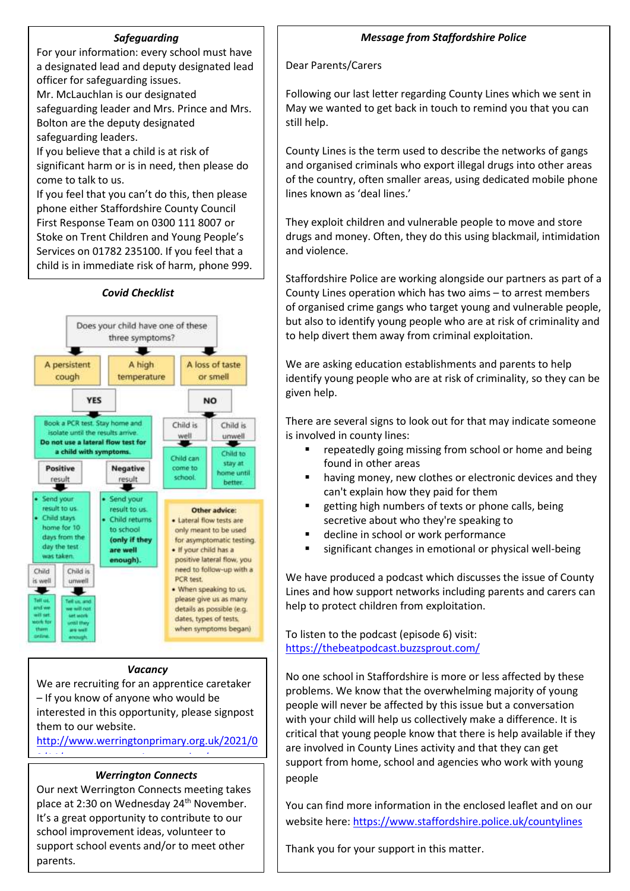### *Safeguarding*

For your information: every school must have a designated lead and deputy designated lead officer for safeguarding issues.
Mr. McLauchlan is our designated safeguarding leader and Mrs. Prince and Mrs. Bolton are the deputy designated safeguarding leaders.
If you believe that a child is at risk of significant harm or is in need, then please do come to talk to us.
If you feel that you can't do this, then please phone either Staffordshire County Council First Response Team on 0300 111 8007 or Stoke on Trent Children and Young People's Services on 01782 235100. If you feel that a child is in immediate risk of harm, phone 999.

### *Covid Checklist*

Does your child have one of these three symptoms?

- A persistent cough
- A high temperature
- A loss of taste or smell

**YES**

Book a PCR test. Stay home and isolate until the results arrive. **Do not use a lateral flow test for a child with symptoms.**

- **Positive result**
  - Send your result to us.
  - Child stays home for 10 days from the day the test was taken.
  - Child is well: Tell us, and we will set work for them online.
  - Child is unwell: Tell us, and we will not set work until they are well enough.
- **Negative result**
  - Send your result to us.
  - Child returns to school **(only if they are well enough).**

**NO**

- Child is well: Child can come to school.
- Child is unwell: Child to stay at home until better.

**Other advice:**

- Lateral flow tests are only meant to be used for asymptomatic testing.
- If your child has a positive lateral flow, you need to follow-up with a PCR test.
- When speaking to us, please give us as many details as possible (e.g. dates, types of tests, when symptoms began)

### *Vacancy*

We are recruiting for an apprentice caretaker – If you know of anyone who would be interested in this opportunity, please signpost them to our website.
http://www.werringtonprimary.org.uk/2021/0

### *Werrington Connects*

Our next Werrington Connects meeting takes place at 2:30 on Wednesday 24th November. It's a great opportunity to contribute to our school improvement ideas, volunteer to support school events and/or to meet other parents.

### *Message from Staffordshire Police*

Dear Parents/Carers

Following our last letter regarding County Lines which we sent in May we wanted to get back in touch to remind you that you can still help.

County Lines is the term used to describe the networks of gangs and organised criminals who export illegal drugs into other areas of the country, often smaller areas, using dedicated mobile phone lines known as 'deal lines.'

They exploit children and vulnerable people to move and store drugs and money. Often, they do this using blackmail, intimidation and violence.

Staffordshire Police are working alongside our partners as part of a County Lines operation which has two aims – to arrest members of organised crime gangs who target young and vulnerable people, but also to identify young people who are at risk of criminality and to help divert them away from criminal exploitation.

We are asking education establishments and parents to help identify young people who are at risk of criminality, so they can be given help.

There are several signs to look out for that may indicate someone is involved in county lines:

- repeatedly going missing from school or home and being found in other areas
- having money, new clothes or electronic devices and they can't explain how they paid for them
- getting high numbers of texts or phone calls, being secretive about who they're speaking to
- decline in school or work performance
- significant changes in emotional or physical well-being

We have produced a podcast which discusses the issue of County Lines and how support networks including parents and carers can help to protect children from exploitation.

To listen to the podcast (episode 6) visit:
https://thebeatpodcast.buzzsprout.com/

No one school in Staffordshire is more or less affected by these problems. We know that the overwhelming majority of young people will never be affected by this issue but a conversation with your child will help us collectively make a difference. It is critical that young people know that there is help available if they are involved in County Lines activity and that they can get support from home, school and agencies who work with young people

You can find more information in the enclosed leaflet and on our website here: https://www.staffordshire.police.uk/countylines

Thank you for your support in this matter.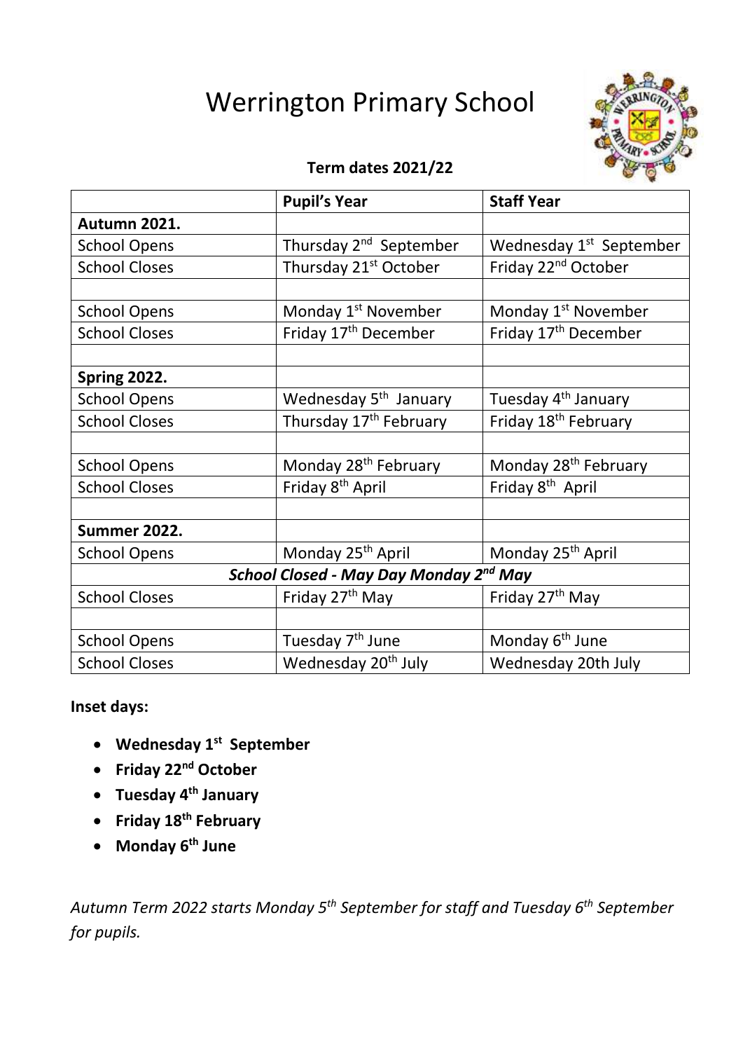# Werrington Primary School

**Term dates 2021/22**

| | **Pupil's Year** | **Staff Year** |
|---|---|---|
| **Autumn 2021.** | | |
| School Opens | Thursday 2nd September | Wednesday 1st September |
| School Closes | Thursday 21st October | Friday 22nd October |
| | | |
| School Opens | Monday 1st November | Monday 1st November |
| School Closes | Friday 17th December | Friday 17th December |
| | | |
| **Spring 2022.** | | |
| School Opens | Wednesday 5th January | Tuesday 4th January |
| School Closes | Thursday 17th February | Friday 18th February |
| | | |
| School Opens | Monday 28th February | Monday 28th February |
| School Closes | Friday 8th April | Friday 8th April |
| | | |
| **Summer 2022.** | | |
| School Opens | Monday 25th April | Monday 25th April |
| ***School Closed - May Day Monday 2nd May*** | | |
| School Closes | Friday 27th May | Friday 27th May |
| | | |
| School Opens | Tuesday 7th June | Monday 6th June |
| School Closes | Wednesday 20th July | Wednesday 20th July |

**Inset days:**

- **Wednesday 1st September**
- **Friday 22nd October**
- **Tuesday 4th January**
- **Friday 18th February**
- **Monday 6th June**

*Autumn Term 2022 starts Monday 5th September for staff and Tuesday 6th September for pupils.*